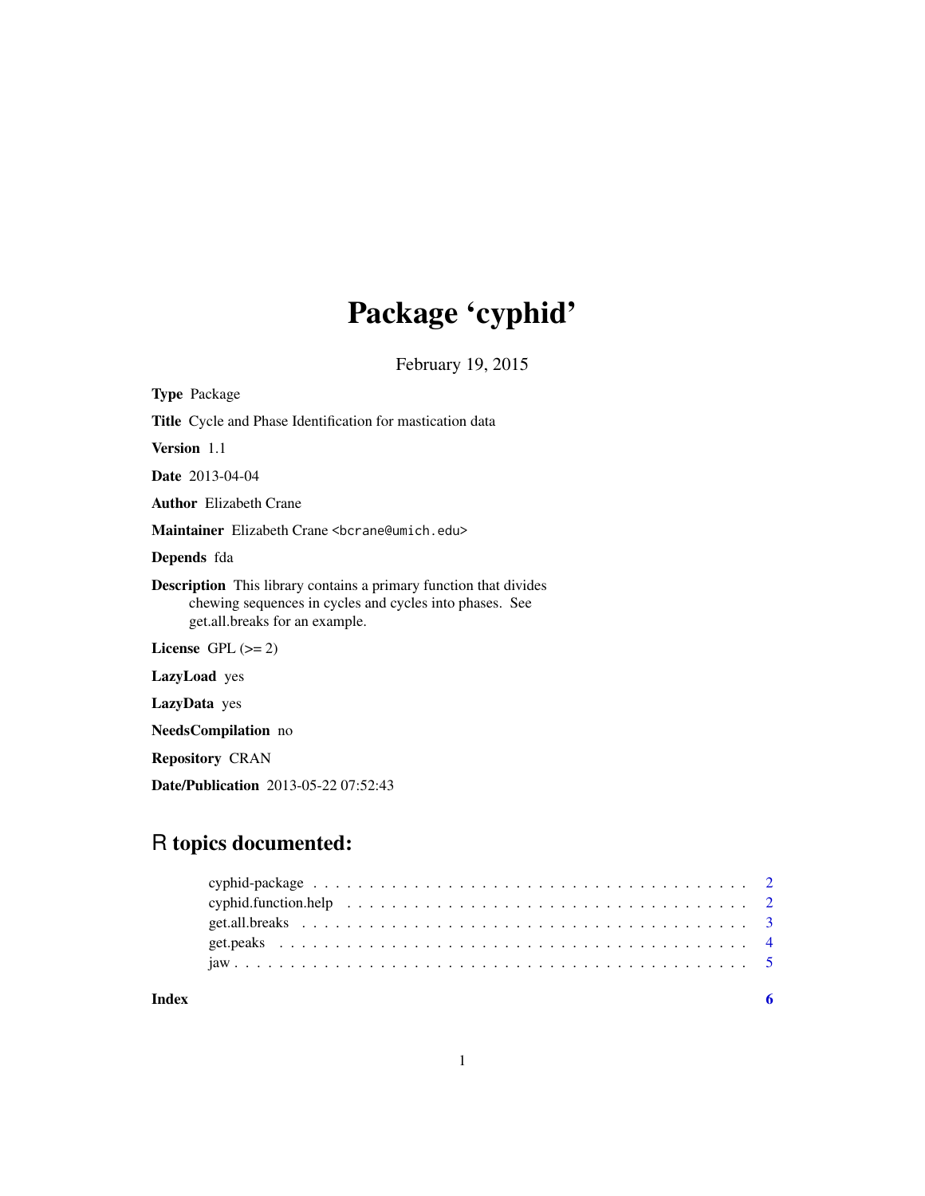# Package 'cyphid'

February 19, 2015

**Type** Package

**Title** Cycle and Phase Identification for mastication data

**Version** 1.1

**Date** 2013-04-04

**Author** Elizabeth Crane

**Maintainer** Elizabeth Crane <bcrane@umich.edu>

**Depends** fda

**Description** This library contains a primary function that divides chewing sequences in cycles and cycles into phases. See get.all.breaks for an example.

**License** GPL (>= 2)

**LazyLoad** yes

**LazyData** yes

**NeedsCompilation** no

**Repository** CRAN

**Date/Publication** 2013-05-22 07:52:43

## R topics documented:

- cyphid-package . . . . . . . . . . . . . . . . . . . . . . . . . . . . . . . . . . . . . . 2
- cyphid.function.help . . . . . . . . . . . . . . . . . . . . . . . . . . . . . . . . . . . 2
- get.all.breaks . . . . . . . . . . . . . . . . . . . . . . . . . . . . . . . . . . . . . . . 3
- get.peaks . . . . . . . . . . . . . . . . . . . . . . . . . . . . . . . . . . . . . . . . . 4
- jaw . . . . . . . . . . . . . . . . . . . . . . . . . . . . . . . . . . . . . . . . . . . . 5

**Index** 6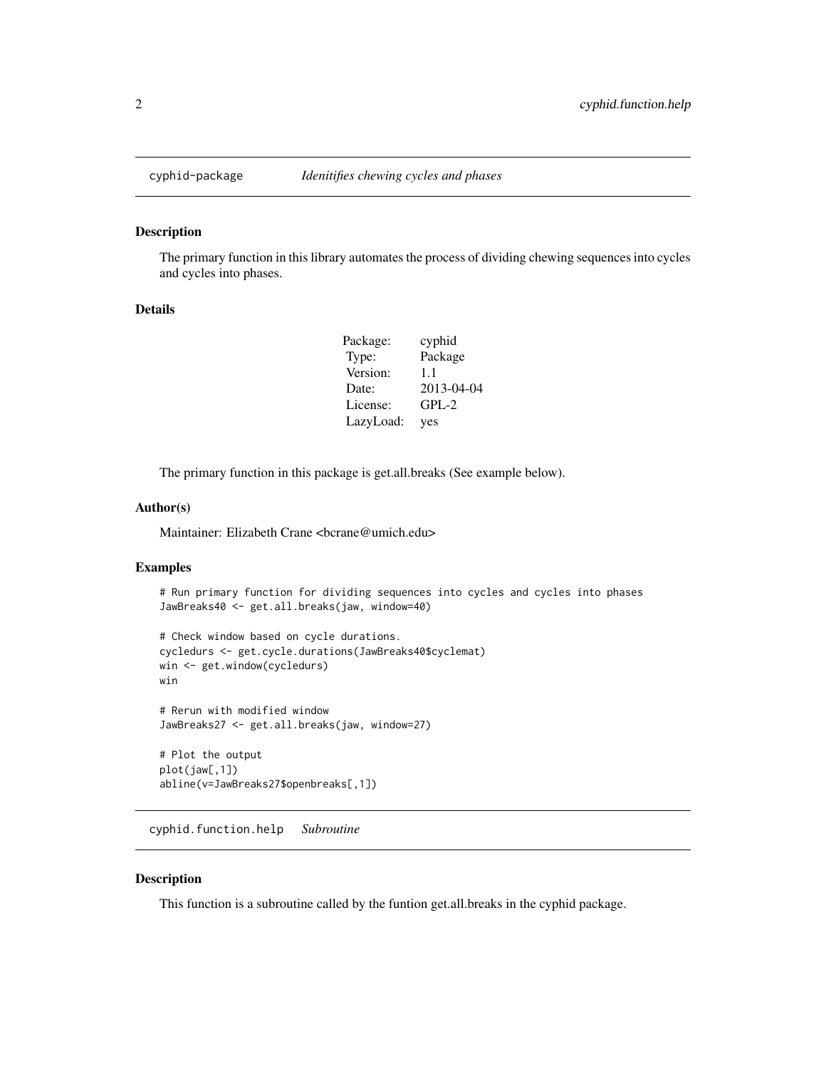## cyphid-package *Idenitifies chewing cycles and phases*

### Description

The primary function in this library automates the process of dividing chewing sequences into cycles and cycles into phases.

### Details

| | |
|---|---|
| Package: | cyphid |
| Type: | Package |
| Version: | 1.1 |
| Date: | 2013-04-04 |
| License: | GPL-2 |
| LazyLoad: | yes |

The primary function in this package is get.all.breaks (See example below).

### Author(s)

Maintainer: Elizabeth Crane <bcrane@umich.edu>

### Examples

```
# Run primary function for dividing sequences into cycles and cycles into phases
JawBreaks40 <- get.all.breaks(jaw, window=40)

# Check window based on cycle durations.
cycledurs <- get.cycle.durations(JawBreaks40$cyclemat)
win <- get.window(cycledurs)
win

# Rerun with modified window
JawBreaks27 <- get.all.breaks(jaw, window=27)

# Plot the output
plot(jaw[,1])
abline(v=JawBreaks27$openbreaks[,1])
```

## cyphid.function.help *Subroutine*

### Description

This function is a subroutine called by the funtion get.all.breaks in the cyphid package.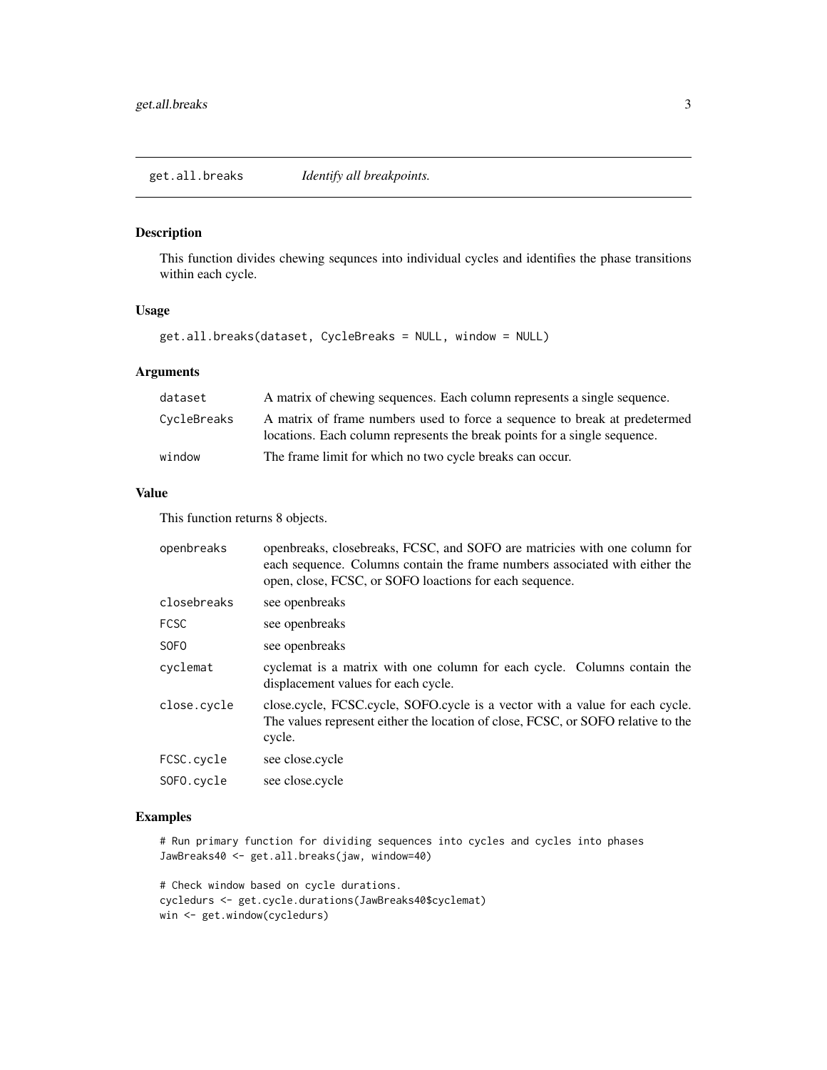# get.all.breaks *Identify all breakpoints.*

## Description

This function divides chewing sequnces into individual cycles and identifies the phase transitions within each cycle.

## Usage

```
get.all.breaks(dataset, CycleBreaks = NULL, window = NULL)
```

## Arguments

| | |
|---|---|
| dataset | A matrix of chewing sequences. Each column represents a single sequence. |
| CycleBreaks | A matrix of frame numbers used to force a sequence to break at predetermed locations. Each column represents the break points for a single sequence. |
| window | The frame limit for which no two cycle breaks can occur. |

## Value

This function returns 8 objects.

| | |
|---|---|
| openbreaks | openbreaks, closebreaks, FCSC, and SOFO are matricies with one column for each sequence. Columns contain the frame numbers associated with either the open, close, FCSC, or SOFO loactions for each sequence. |
| closebreaks | see openbreaks |
| FCSC | see openbreaks |
| SOFO | see openbreaks |
| cyclemat | cyclemat is a matrix with one column for each cycle. Columns contain the displacement values for each cycle. |
| close.cycle | close.cycle, FCSC.cycle, SOFO.cycle is a vector with a value for each cycle. The values represent either the location of close, FCSC, or SOFO relative to the cycle. |
| FCSC.cycle | see close.cycle |
| SOFO.cycle | see close.cycle |

## Examples

```
# Run primary function for dividing sequences into cycles and cycles into phases
JawBreaks40 <- get.all.breaks(jaw, window=40)

# Check window based on cycle durations.
cycledurs <- get.cycle.durations(JawBreaks40$cyclemat)
win <- get.window(cycledurs)
```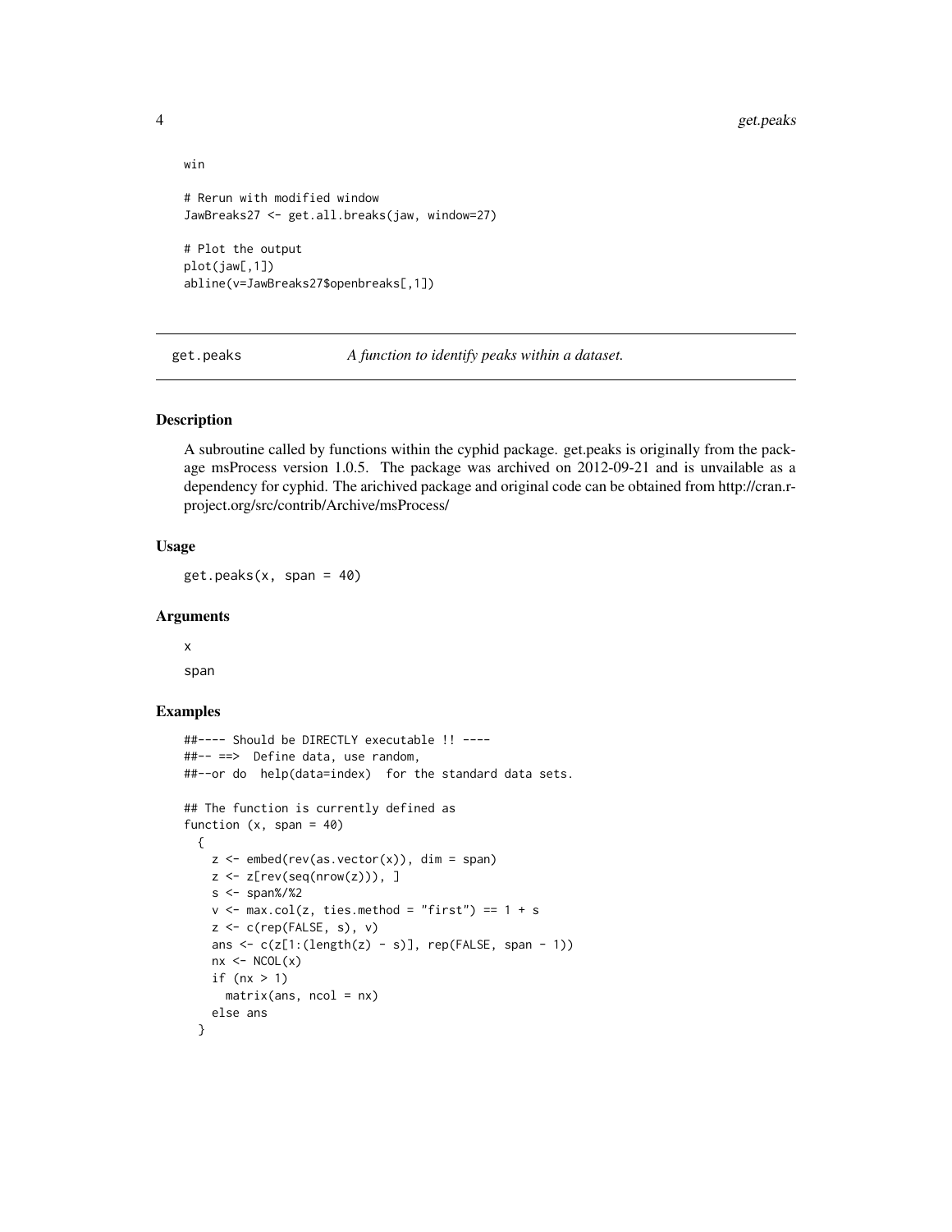```
win

# Rerun with modified window
JawBreaks27 <- get.all.breaks(jaw, window=27)

# Plot the output
plot(jaw[,1])
abline(v=JawBreaks27$openbreaks[,1])
```

## get.peaks — *A function to identify peaks within a dataset.*

### Description

A subroutine called by functions within the cyphid package. get.peaks is originally from the package msProcess version 1.0.5. The package was archived on 2012-09-21 and is unvailable as a dependency for cyphid. The arichived package and original code can be obtained from http://cran.r-project.org/src/contrib/Archive/msProcess/

### Usage

```
get.peaks(x, span = 40)
```

### Arguments

`x`

`span`

### Examples

```
##---- Should be DIRECTLY executable !! ----
##-- ==>  Define data, use random,
##--or do  help(data=index)  for the standard data sets.

## The function is currently defined as
function (x, span = 40)
  {
    z <- embed(rev(as.vector(x)), dim = span)
    z <- z[rev(seq(nrow(z))), ]
    s <- span%/%2
    v <- max.col(z, ties.method = "first") == 1 + s
    z <- c(rep(FALSE, s), v)
    ans <- c(z[1:(length(z) - s)], rep(FALSE, span - 1))
    nx <- NCOL(x)
    if (nx > 1)
      matrix(ans, ncol = nx)
    else ans
  }
```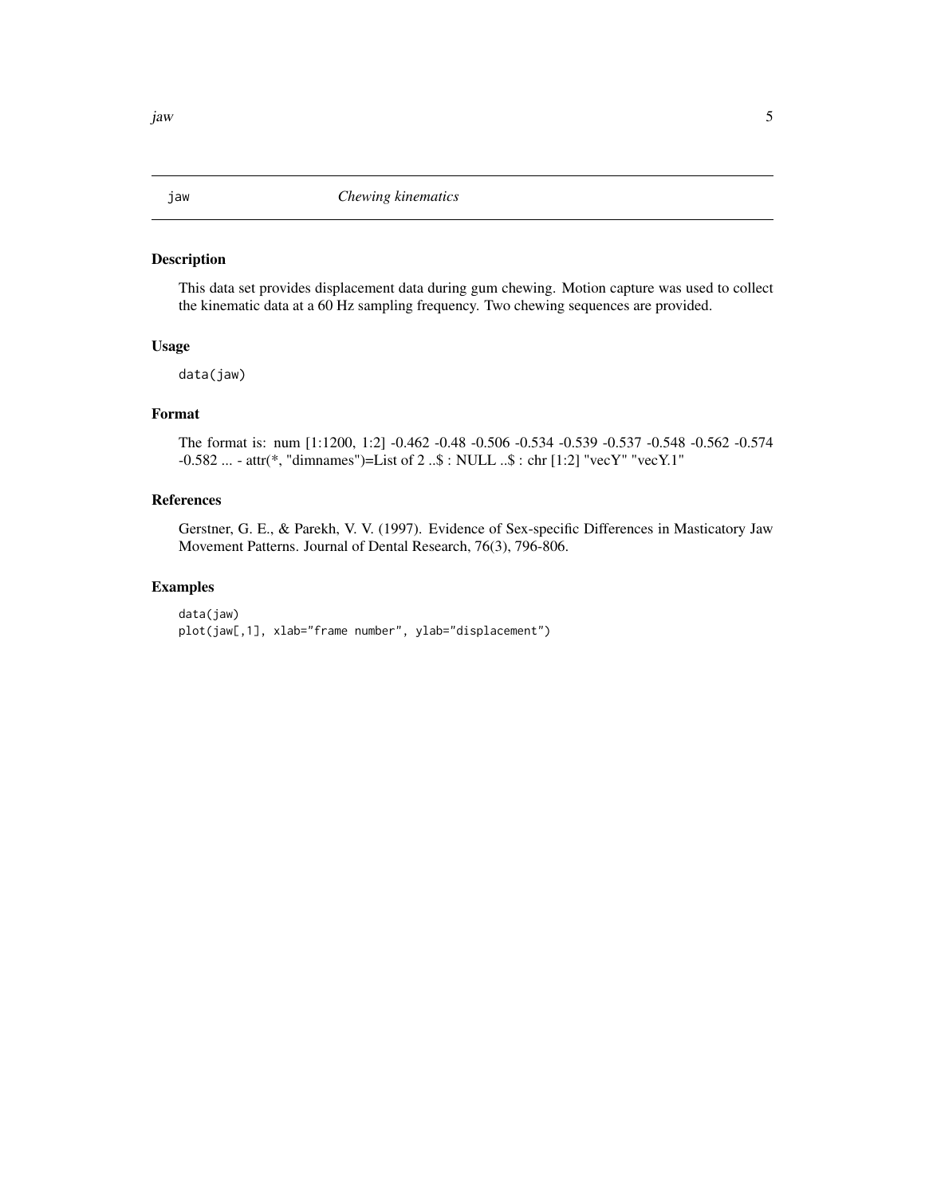# jaw — *Chewing kinematics*

## Description

This data set provides displacement data during gum chewing. Motion capture was used to collect the kinematic data at a 60 Hz sampling frequency. Two chewing sequences are provided.

## Usage

```
data(jaw)
```

## Format

The format is: num [1:1200, 1:2] -0.462 -0.48 -0.506 -0.534 -0.539 -0.537 -0.548 -0.562 -0.574 -0.582 ... - attr(*, "dimnames")=List of 2 ..$ : NULL ..$ : chr [1:2] "vecY" "vecY.1"

## References

Gerstner, G. E., & Parekh, V. V. (1997). Evidence of Sex-specific Differences in Masticatory Jaw Movement Patterns. Journal of Dental Research, 76(3), 796-806.

## Examples

```
data(jaw)
plot(jaw[,1], xlab="frame number", ylab="displacement")
```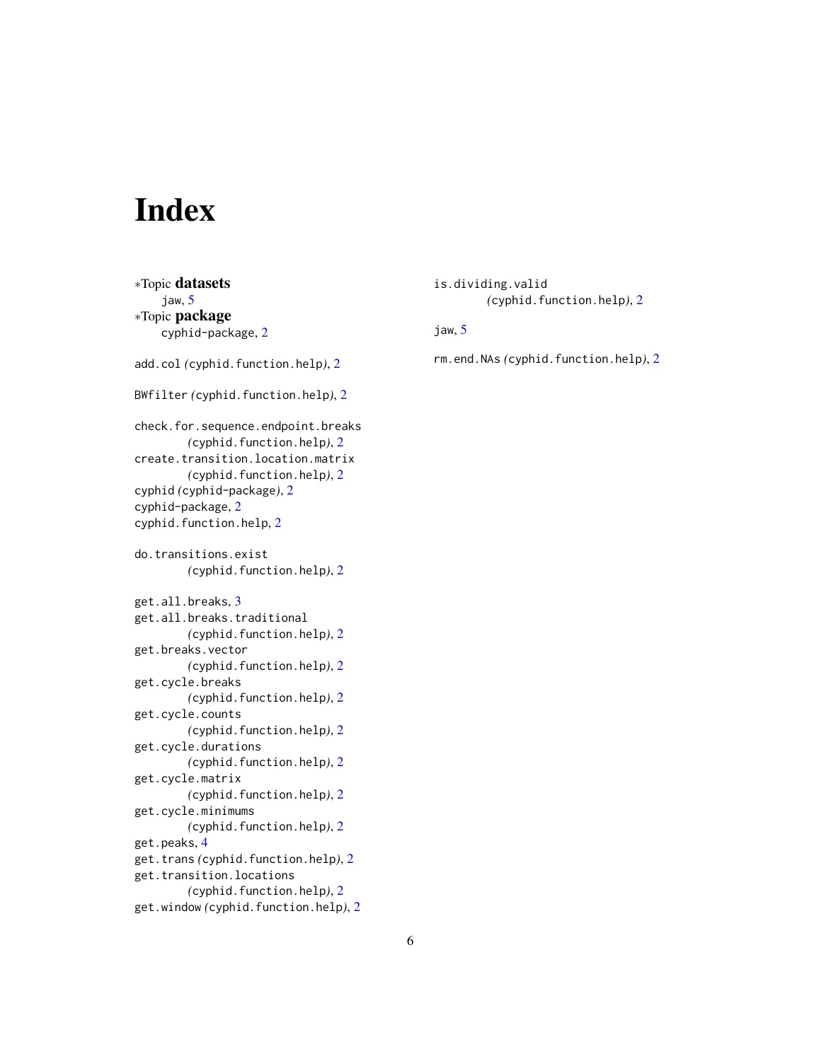# Index

*Topic **datasets**
  jaw, 5
*Topic **package**
  cyphid-package, 2

add.col (cyphid.function.help), 2

BWfilter (cyphid.function.help), 2

check.for.sequence.endpoint.breaks (cyphid.function.help), 2
create.transition.location.matrix (cyphid.function.help), 2
cyphid (cyphid-package), 2
cyphid-package, 2
cyphid.function.help, 2

do.transitions.exist (cyphid.function.help), 2

get.all.breaks, 3
get.all.breaks.traditional (cyphid.function.help), 2
get.breaks.vector (cyphid.function.help), 2
get.cycle.breaks (cyphid.function.help), 2
get.cycle.counts (cyphid.function.help), 2
get.cycle.durations (cyphid.function.help), 2
get.cycle.matrix (cyphid.function.help), 2
get.cycle.minimums (cyphid.function.help), 2
get.peaks, 4
get.trans (cyphid.function.help), 2
get.transition.locations (cyphid.function.help), 2
get.window (cyphid.function.help), 2

is.dividing.valid (cyphid.function.help), 2

jaw, 5

rm.end.NAs (cyphid.function.help), 2